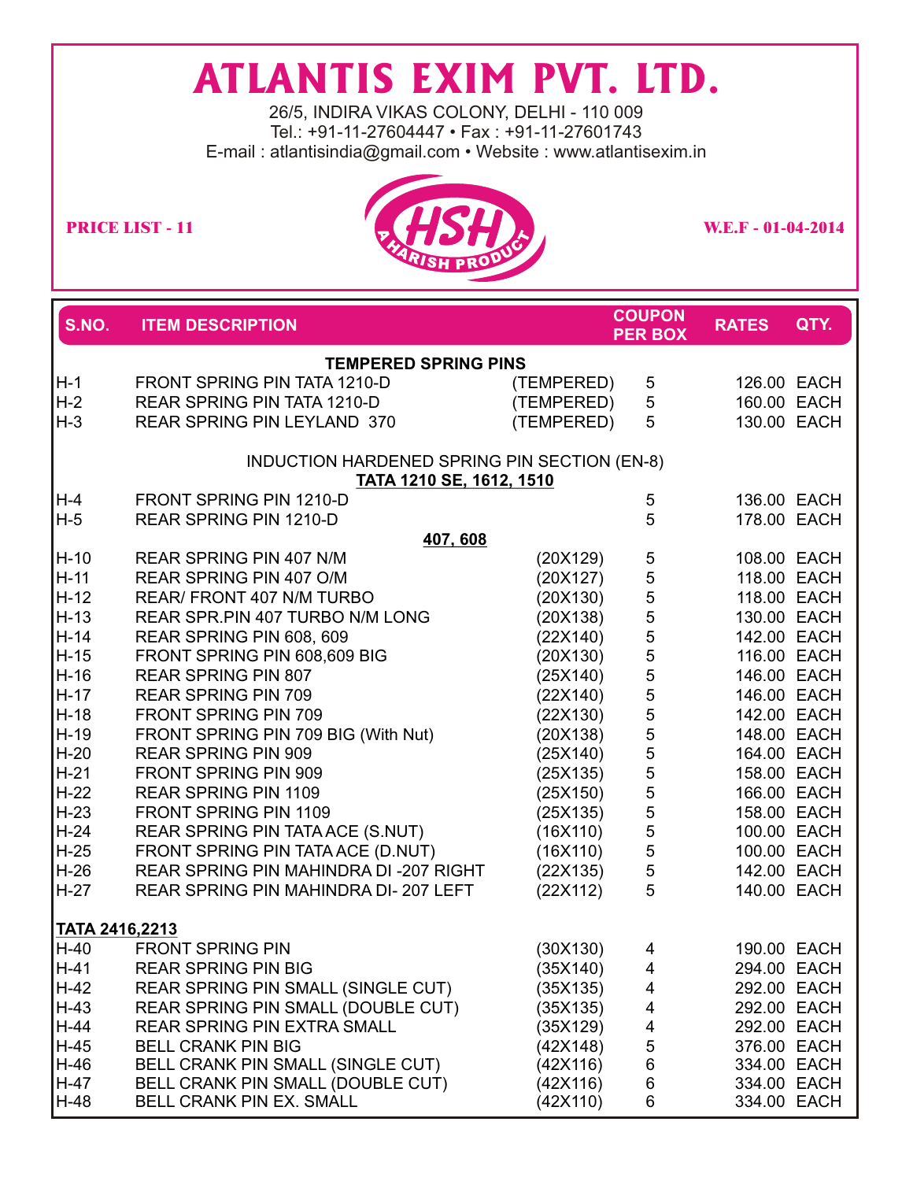# ATLANTIS EXIM PVT. LTD.

26/5, INDIRA VIKAS COLONY, DELHI - 110 009
Tel.: +91-11-27604447 • Fax : +91-11-27601743
E-mail : atlantisindia@gmail.com • Website : www.atlantisexim.in

**PRICE LIST - 11**

HSH — A HARISH PRODUCT

**W.E.F - 01-04-2014**

| S.NO. | ITEM DESCRIPTION | | COUPON PER BOX | RATES | QTY. |
|---|---|---|---|---|---|
| | **TEMPERED SPRING PINS** | | | | |
| H-1 | FRONT SPRING PIN TATA 1210-D | (TEMPERED) | 5 | 126.00 | EACH |
| H-2 | REAR SPRING PIN TATA 1210-D | (TEMPERED) | 5 | 160.00 | EACH |
| H-3 | REAR SPRING PIN LEYLAND 370 | (TEMPERED) | 5 | 130.00 | EACH |
| | INDUCTION HARDENED SPRING PIN SECTION (EN-8) | | | | |
| | **TATA 1210 SE, 1612, 1510** | | | | |
| H-4 | FRONT SPRING PIN 1210-D | | 5 | 136.00 | EACH |
| H-5 | REAR SPRING PIN 1210-D | | 5 | 178.00 | EACH |
| | **407, 608** | | | | |
| H-10 | REAR SPRING PIN 407 N/M | (20X129) | 5 | 108.00 | EACH |
| H-11 | REAR SPRING PIN 407 O/M | (20X127) | 5 | 118.00 | EACH |
| H-12 | REAR/ FRONT 407 N/M TURBO | (20X130) | 5 | 118.00 | EACH |
| H-13 | REAR SPR.PIN 407 TURBO N/M LONG | (20X138) | 5 | 130.00 | EACH |
| H-14 | REAR SPRING PIN 608, 609 | (22X140) | 5 | 142.00 | EACH |
| H-15 | FRONT SPRING PIN 608,609 BIG | (20X130) | 5 | 116.00 | EACH |
| H-16 | REAR SPRING PIN 807 | (25X140) | 5 | 146.00 | EACH |
| H-17 | REAR SPRING PIN 709 | (22X140) | 5 | 146.00 | EACH |
| H-18 | FRONT SPRING PIN 709 | (22X130) | 5 | 142.00 | EACH |
| H-19 | FRONT SPRING PIN 709 BIG (With Nut) | (20X138) | 5 | 148.00 | EACH |
| H-20 | REAR SPRING PIN 909 | (25X140) | 5 | 164.00 | EACH |
| H-21 | FRONT SPRING PIN 909 | (25X135) | 5 | 158.00 | EACH |
| H-22 | REAR SPRING PIN 1109 | (25X150) | 5 | 166.00 | EACH |
| H-23 | FRONT SPRING PIN 1109 | (25X135) | 5 | 158.00 | EACH |
| H-24 | REAR SPRING PIN TATA ACE (S.NUT) | (16X110) | 5 | 100.00 | EACH |
| H-25 | FRONT SPRING PIN TATA ACE (D.NUT) | (16X110) | 5 | 100.00 | EACH |
| H-26 | REAR SPRING PIN MAHINDRA DI -207 RIGHT | (22X135) | 5 | 142.00 | EACH |
| H-27 | REAR SPRING PIN MAHINDRA DI- 207 LEFT | (22X112) | 5 | 140.00 | EACH |
| **TATA 2416,2213** | | | | | |
| H-40 | FRONT SPRING PIN | (30X130) | 4 | 190.00 | EACH |
| H-41 | REAR SPRING PIN BIG | (35X140) | 4 | 294.00 | EACH |
| H-42 | REAR SPRING PIN SMALL (SINGLE CUT) | (35X135) | 4 | 292.00 | EACH |
| H-43 | REAR SPRING PIN SMALL (DOUBLE CUT) | (35X135) | 4 | 292.00 | EACH |
| H-44 | REAR SPRING PIN EXTRA SMALL | (35X129) | 4 | 292.00 | EACH |
| H-45 | BELL CRANK PIN BIG | (42X148) | 5 | 376.00 | EACH |
| H-46 | BELL CRANK PIN SMALL (SINGLE CUT) | (42X116) | 6 | 334.00 | EACH |
| H-47 | BELL CRANK PIN SMALL (DOUBLE CUT) | (42X116) | 6 | 334.00 | EACH |
| H-48 | BELL CRANK PIN EX. SMALL | (42X110) | 6 | 334.00 | EACH |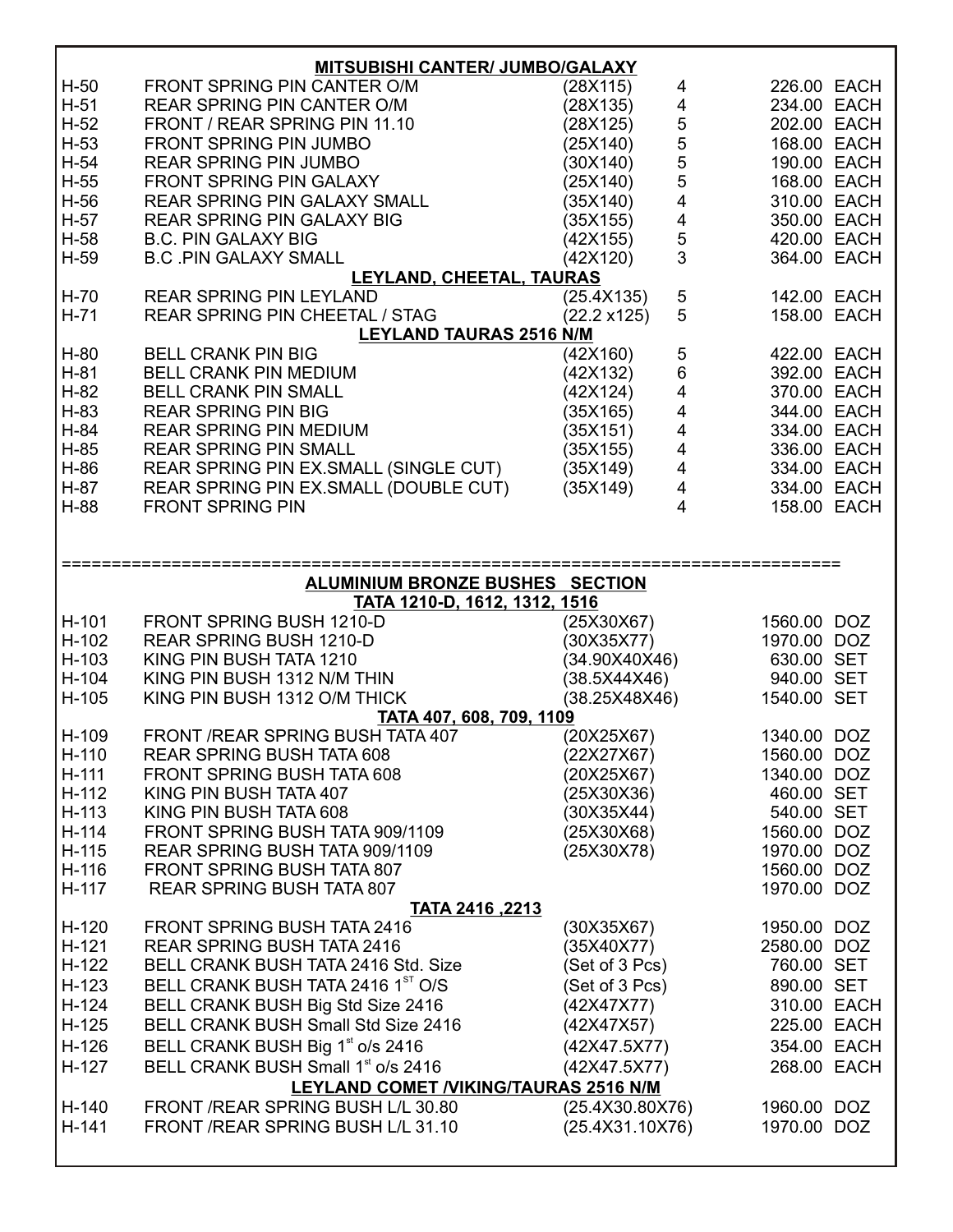### MITSUBISHI CANTER/ JUMBO/GALAXY

| | | | | | |
|---|---|---|---|---|---|
| H-50 | FRONT SPRING PIN CANTER O/M | (28X115) | 4 | 226.00 | EACH |
| H-51 | REAR SPRING PIN CANTER O/M | (28X135) | 4 | 234.00 | EACH |
| H-52 | FRONT / REAR SPRING PIN 11.10 | (28X125) | 5 | 202.00 | EACH |
| H-53 | FRONT SPRING PIN JUMBO | (25X140) | 5 | 168.00 | EACH |
| H-54 | REAR SPRING PIN JUMBO | (30X140) | 5 | 190.00 | EACH |
| H-55 | FRONT SPRING PIN GALAXY | (25X140) | 5 | 168.00 | EACH |
| H-56 | REAR SPRING PIN GALAXY SMALL | (35X140) | 4 | 310.00 | EACH |
| H-57 | REAR SPRING PIN GALAXY BIG | (35X155) | 4 | 350.00 | EACH |
| H-58 | B.C. PIN GALAXY BIG | (42X155) | 5 | 420.00 | EACH |
| H-59 | B.C .PIN GALAXY SMALL | (42X120) | 3 | 364.00 | EACH |

### LEYLAND, CHEETAL, TAURAS

| | | | | | |
|---|---|---|---|---|---|
| H-70 | REAR SPRING PIN LEYLAND | (25.4X135) | 5 | 142.00 | EACH |
| H-71 | REAR SPRING PIN CHEETAL / STAG | (22.2 x125) | 5 | 158.00 | EACH |

### LEYLAND TAURAS 2516 N/M

| | | | | | |
|---|---|---|---|---|---|
| H-80 | BELL CRANK PIN BIG | (42X160) | 5 | 422.00 | EACH |
| H-81 | BELL CRANK PIN MEDIUM | (42X132) | 6 | 392.00 | EACH |
| H-82 | BELL CRANK PIN SMALL | (42X124) | 4 | 370.00 | EACH |
| H-83 | REAR SPRING PIN BIG | (35X165) | 4 | 344.00 | EACH |
| H-84 | REAR SPRING PIN MEDIUM | (35X151) | 4 | 334.00 | EACH |
| H-85 | REAR SPRING PIN SMALL | (35X155) | 4 | 336.00 | EACH |
| H-86 | REAR SPRING PIN EX.SMALL (SINGLE CUT) | (35X149) | 4 | 334.00 | EACH |
| H-87 | REAR SPRING PIN EX.SMALL (DOUBLE CUT) | (35X149) | 4 | 334.00 | EACH |
| H-88 | FRONT SPRING PIN | | 4 | 158.00 | EACH |

===========================================================================

## ALUMINIUM BRONZE BUSHES SECTION

### TATA 1210-D, 1612, 1312, 1516

| | | | | |
|---|---|---|---|---|
| H-101 | FRONT SPRING BUSH 1210-D | (25X30X67) | 1560.00 | DOZ |
| H-102 | REAR SPRING BUSH 1210-D | (30X35X77) | 1970.00 | DOZ |
| H-103 | KING PIN BUSH TATA 1210 | (34.90X40X46) | 630.00 | SET |
| H-104 | KING PIN BUSH 1312 N/M THIN | (38.5X44X46) | 940.00 | SET |
| H-105 | KING PIN BUSH 1312 O/M THICK | (38.25X48X46) | 1540.00 | SET |

### TATA 407, 608, 709, 1109

| | | | | |
|---|---|---|---|---|
| H-109 | FRONT /REAR SPRING BUSH TATA 407 | (20X25X67) | 1340.00 | DOZ |
| H-110 | REAR SPRING BUSH TATA 608 | (22X27X67) | 1560.00 | DOZ |
| H-111 | FRONT SPRING BUSH TATA 608 | (20X25X67) | 1340.00 | DOZ |
| H-112 | KING PIN BUSH TATA 407 | (25X30X36) | 460.00 | SET |
| H-113 | KING PIN BUSH TATA 608 | (30X35X44) | 540.00 | SET |
| H-114 | FRONT SPRING BUSH TATA 909/1109 | (25X30X68) | 1560.00 | DOZ |
| H-115 | REAR SPRING BUSH TATA 909/1109 | (25X30X78) | 1970.00 | DOZ |
| H-116 | FRONT SPRING BUSH TATA 807 | | 1560.00 | DOZ |
| H-117 | REAR SPRING BUSH TATA 807 | | 1970.00 | DOZ |

### TATA 2416 ,2213

| | | | | |
|---|---|---|---|---|
| H-120 | FRONT SPRING BUSH TATA 2416 | (30X35X67) | 1950.00 | DOZ |
| H-121 | REAR SPRING BUSH TATA 2416 | (35X40X77) | 2580.00 | DOZ |
| H-122 | BELL CRANK BUSH TATA 2416 Std. Size | (Set of 3 Pcs) | 760.00 | SET |
| H-123 | BELL CRANK BUSH TATA 2416 1ST O/S | (Set of 3 Pcs) | 890.00 | SET |
| H-124 | BELL CRANK BUSH Big Std Size 2416 | (42X47X77) | 310.00 | EACH |
| H-125 | BELL CRANK BUSH Small Std Size 2416 | (42X47X57) | 225.00 | EACH |
| H-126 | BELL CRANK BUSH Big 1st o/s 2416 | (42X47.5X77) | 354.00 | EACH |
| H-127 | BELL CRANK BUSH Small 1st o/s 2416 | (42X47.5X77) | 268.00 | EACH |

### LEYLAND COMET /VIKING/TAURAS 2516 N/M

| | | | | |
|---|---|---|---|---|
| H-140 | FRONT /REAR SPRING BUSH L/L 30.80 | (25.4X30.80X76) | 1960.00 | DOZ |
| H-141 | FRONT /REAR SPRING BUSH L/L 31.10 | (25.4X31.10X76) | 1970.00 | DOZ |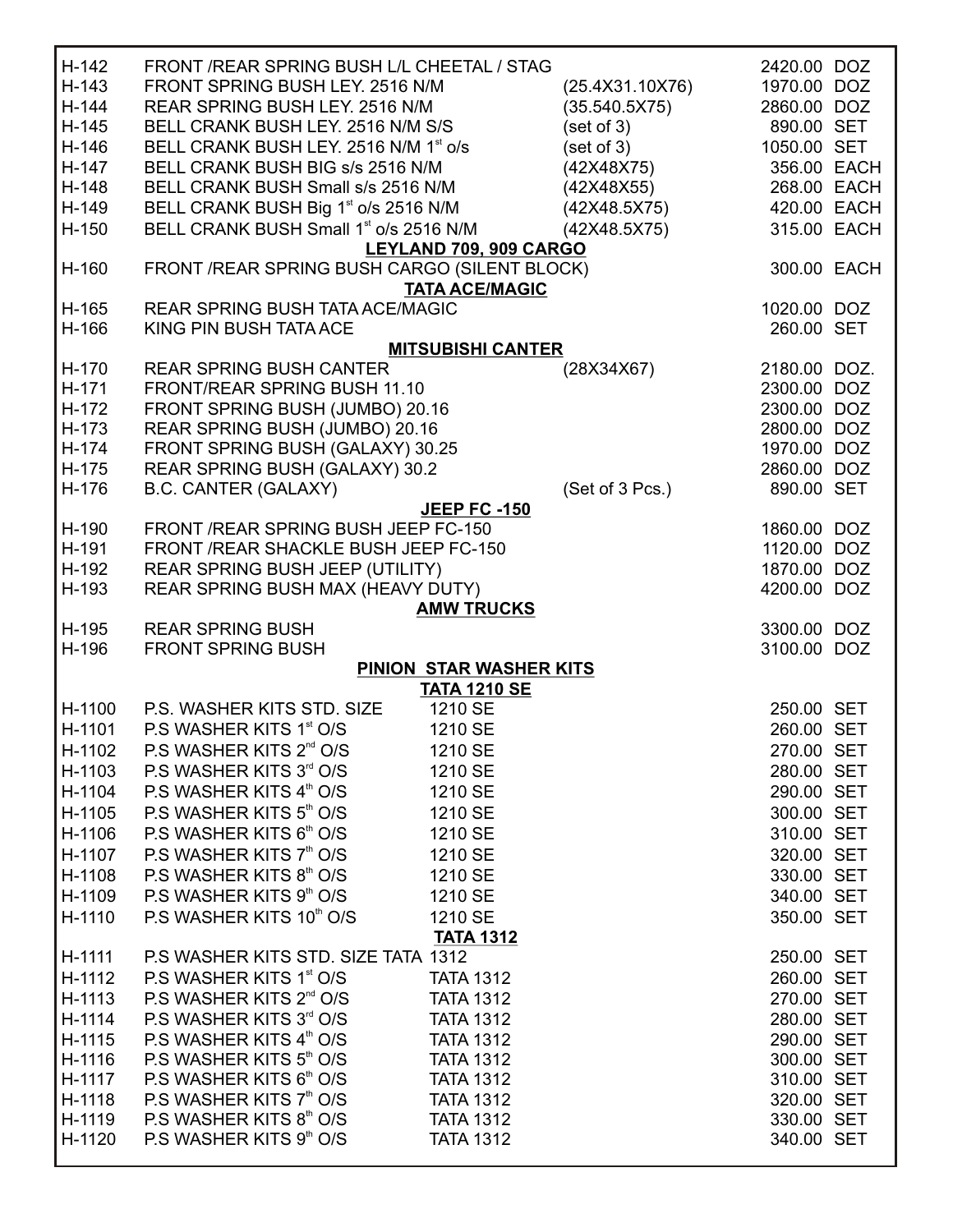| | | | | |
|---|---|---|---|---|
| H-142 | FRONT /REAR SPRING BUSH L/L CHEETAL / STAG | | 2420.00 | DOZ |
| H-143 | FRONT SPRING BUSH LEY. 2516 N/M | (25.4X31.10X76) | 1970.00 | DOZ |
| H-144 | REAR SPRING BUSH LEY. 2516 N/M | (35.540.5X75) | 2860.00 | DOZ |
| H-145 | BELL CRANK BUSH LEY. 2516 N/M S/S | (set of 3) | 890.00 | SET |
| H-146 | BELL CRANK BUSH LEY. 2516 N/M 1st o/s | (set of 3) | 1050.00 | SET |
| H-147 | BELL CRANK BUSH BIG s/s 2516 N/M | (42X48X75) | 356.00 | EACH |
| H-148 | BELL CRANK BUSH Small s/s 2516 N/M | (42X48X55) | 268.00 | EACH |
| H-149 | BELL CRANK BUSH Big 1st o/s 2516 N/M | (42X48.5X75) | 420.00 | EACH |
| H-150 | BELL CRANK BUSH Small 1st o/s 2516 N/M | (42X48.5X75) | 315.00 | EACH |
| | **LEYLAND 709, 909 CARGO** | | | |
| H-160 | FRONT /REAR SPRING BUSH CARGO (SILENT BLOCK) | | 300.00 | EACH |
| | **TATA ACE/MAGIC** | | | |
| H-165 | REAR SPRING BUSH TATA ACE/MAGIC | | 1020.00 | DOZ |
| H-166 | KING PIN BUSH TATA ACE | | 260.00 | SET |
| | **MITSUBISHI CANTER** | | | |
| H-170 | REAR SPRING BUSH CANTER | (28X34X67) | 2180.00 | DOZ. |
| H-171 | FRONT/REAR SPRING BUSH 11.10 | | 2300.00 | DOZ |
| H-172 | FRONT SPRING BUSH (JUMBO) 20.16 | | 2300.00 | DOZ |
| H-173 | REAR SPRING BUSH (JUMBO) 20.16 | | 2800.00 | DOZ |
| H-174 | FRONT SPRING BUSH (GALAXY) 30.25 | | 1970.00 | DOZ |
| H-175 | REAR SPRING BUSH (GALAXY) 30.2 | | 2860.00 | DOZ |
| H-176 | B.C. CANTER (GALAXY) | (Set of 3 Pcs.) | 890.00 | SET |
| | **JEEP FC -150** | | | |
| H-190 | FRONT /REAR SPRING BUSH JEEP FC-150 | | 1860.00 | DOZ |
| H-191 | FRONT /REAR SHACKLE BUSH JEEP FC-150 | | 1120.00 | DOZ |
| H-192 | REAR SPRING BUSH JEEP (UTILITY) | | 1870.00 | DOZ |
| H-193 | REAR SPRING BUSH MAX (HEAVY DUTY) | | 4200.00 | DOZ |
| | **AMW TRUCKS** | | | |
| H-195 | REAR SPRING BUSH | | 3300.00 | DOZ |
| H-196 | FRONT SPRING BUSH | | 3100.00 | DOZ |
| | **PINION STAR WASHER KITS** | | | |
| | **TATA 1210 SE** | | | |
| H-1100 | P.S. WASHER KITS STD. SIZE 1210 SE | | 250.00 | SET |
| H-1101 | P.S WASHER KITS 1st O/S 1210 SE | | 260.00 | SET |
| H-1102 | P.S WASHER KITS 2nd O/S 1210 SE | | 270.00 | SET |
| H-1103 | P.S WASHER KITS 3rd O/S 1210 SE | | 280.00 | SET |
| H-1104 | P.S WASHER KITS 4th O/S 1210 SE | | 290.00 | SET |
| H-1105 | P.S WASHER KITS 5th O/S 1210 SE | | 300.00 | SET |
| H-1106 | P.S WASHER KITS 6th O/S 1210 SE | | 310.00 | SET |
| H-1107 | P.S WASHER KITS 7th O/S 1210 SE | | 320.00 | SET |
| H-1108 | P.S WASHER KITS 8th O/S 1210 SE | | 330.00 | SET |
| H-1109 | P.S WASHER KITS 9th O/S 1210 SE | | 340.00 | SET |
| H-1110 | P.S WASHER KITS 10th O/S 1210 SE | | 350.00 | SET |
| | **TATA 1312** | | | |
| H-1111 | P.S WASHER KITS STD. SIZE TATA 1312 | | 250.00 | SET |
| H-1112 | P.S WASHER KITS 1st O/S TATA 1312 | | 260.00 | SET |
| H-1113 | P.S WASHER KITS 2nd O/S TATA 1312 | | 270.00 | SET |
| H-1114 | P.S WASHER KITS 3rd O/S TATA 1312 | | 280.00 | SET |
| H-1115 | P.S WASHER KITS 4th O/S TATA 1312 | | 290.00 | SET |
| H-1116 | P.S WASHER KITS 5th O/S TATA 1312 | | 300.00 | SET |
| H-1117 | P.S WASHER KITS 6th O/S TATA 1312 | | 310.00 | SET |
| H-1118 | P.S WASHER KITS 7th O/S TATA 1312 | | 320.00 | SET |
| H-1119 | P.S WASHER KITS 8th O/S TATA 1312 | | 330.00 | SET |
| H-1120 | P.S WASHER KITS 9th O/S TATA 1312 | | 340.00 | SET |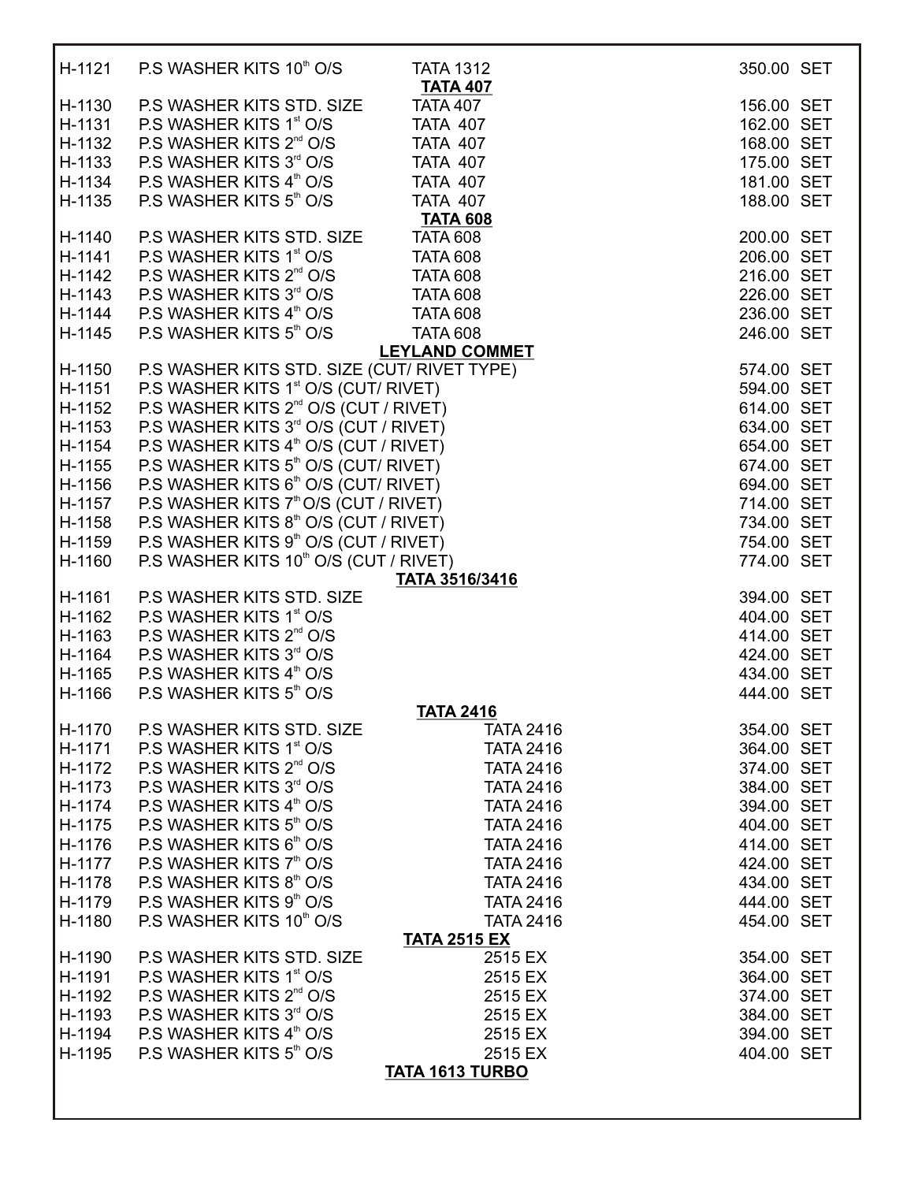| | | | | |
|---|---|---|---|---|
| H-1121 | P.S WASHER KITS 10th O/S | TATA 1312 | 350.00 | SET |
| | | **TATA 407** | | |
| H-1130 | P.S WASHER KITS STD. SIZE | TATA 407 | 156.00 | SET |
| H-1131 | P.S WASHER KITS 1st O/S | TATA 407 | 162.00 | SET |
| H-1132 | P.S WASHER KITS 2nd O/S | TATA 407 | 168.00 | SET |
| H-1133 | P.S WASHER KITS 3rd O/S | TATA 407 | 175.00 | SET |
| H-1134 | P.S WASHER KITS 4th O/S | TATA 407 | 181.00 | SET |
| H-1135 | P.S WASHER KITS 5th O/S | TATA 407 | 188.00 | SET |
| | | **TATA 608** | | |
| H-1140 | P.S WASHER KITS STD. SIZE | TATA 608 | 200.00 | SET |
| H-1141 | P.S WASHER KITS 1st O/S | TATA 608 | 206.00 | SET |
| H-1142 | P.S WASHER KITS 2nd O/S | TATA 608 | 216.00 | SET |
| H-1143 | P.S WASHER KITS 3rd O/S | TATA 608 | 226.00 | SET |
| H-1144 | P.S WASHER KITS 4th O/S | TATA 608 | 236.00 | SET |
| H-1145 | P.S WASHER KITS 5th O/S | TATA 608 | 246.00 | SET |
| | | **LEYLAND COMMET** | | |
| H-1150 | P.S WASHER KITS STD. SIZE (CUT/ RIVET TYPE) | | 574.00 | SET |
| H-1151 | P.S WASHER KITS 1st O/S (CUT/ RIVET) | | 594.00 | SET |
| H-1152 | P.S WASHER KITS 2nd O/S (CUT / RIVET) | | 614.00 | SET |
| H-1153 | P.S WASHER KITS 3rd O/S (CUT / RIVET) | | 634.00 | SET |
| H-1154 | P.S WASHER KITS 4th O/S (CUT / RIVET) | | 654.00 | SET |
| H-1155 | P.S WASHER KITS 5th O/S (CUT/ RIVET) | | 674.00 | SET |
| H-1156 | P.S WASHER KITS 6th O/S (CUT/ RIVET) | | 694.00 | SET |
| H-1157 | P.S WASHER KITS 7th O/S (CUT / RIVET) | | 714.00 | SET |
| H-1158 | P.S WASHER KITS 8th O/S (CUT / RIVET) | | 734.00 | SET |
| H-1159 | P.S WASHER KITS 9th O/S (CUT / RIVET) | | 754.00 | SET |
| H-1160 | P.S WASHER KITS 10th O/S (CUT / RIVET) | | 774.00 | SET |
| | | **TATA 3516/3416** | | |
| H-1161 | P.S WASHER KITS STD. SIZE | | 394.00 | SET |
| H-1162 | P.S WASHER KITS 1st O/S | | 404.00 | SET |
| H-1163 | P.S WASHER KITS 2nd O/S | | 414.00 | SET |
| H-1164 | P.S WASHER KITS 3rd O/S | | 424.00 | SET |
| H-1165 | P.S WASHER KITS 4th O/S | | 434.00 | SET |
| H-1166 | P.S WASHER KITS 5th O/S | | 444.00 | SET |
| | | **TATA 2416** | | |
| H-1170 | P.S WASHER KITS STD. SIZE | TATA 2416 | 354.00 | SET |
| H-1171 | P.S WASHER KITS 1st O/S | TATA 2416 | 364.00 | SET |
| H-1172 | P.S WASHER KITS 2nd O/S | TATA 2416 | 374.00 | SET |
| H-1173 | P.S WASHER KITS 3rd O/S | TATA 2416 | 384.00 | SET |
| H-1174 | P.S WASHER KITS 4th O/S | TATA 2416 | 394.00 | SET |
| H-1175 | P.S WASHER KITS 5th O/S | TATA 2416 | 404.00 | SET |
| H-1176 | P.S WASHER KITS 6th O/S | TATA 2416 | 414.00 | SET |
| H-1177 | P.S WASHER KITS 7th O/S | TATA 2416 | 424.00 | SET |
| H-1178 | P.S WASHER KITS 8th O/S | TATA 2416 | 434.00 | SET |
| H-1179 | P.S WASHER KITS 9th O/S | TATA 2416 | 444.00 | SET |
| H-1180 | P.S WASHER KITS 10th O/S | TATA 2416 | 454.00 | SET |
| | | **TATA 2515 EX** | | |
| H-1190 | P.S WASHER KITS STD. SIZE | 2515 EX | 354.00 | SET |
| H-1191 | P.S WASHER KITS 1st O/S | 2515 EX | 364.00 | SET |
| H-1192 | P.S WASHER KITS 2nd O/S | 2515 EX | 374.00 | SET |
| H-1193 | P.S WASHER KITS 3rd O/S | 2515 EX | 384.00 | SET |
| H-1194 | P.S WASHER KITS 4th O/S | 2515 EX | 394.00 | SET |
| H-1195 | P.S WASHER KITS 5th O/S | 2515 EX | 404.00 | SET |
| | | **TATA 1613 TURBO** | | |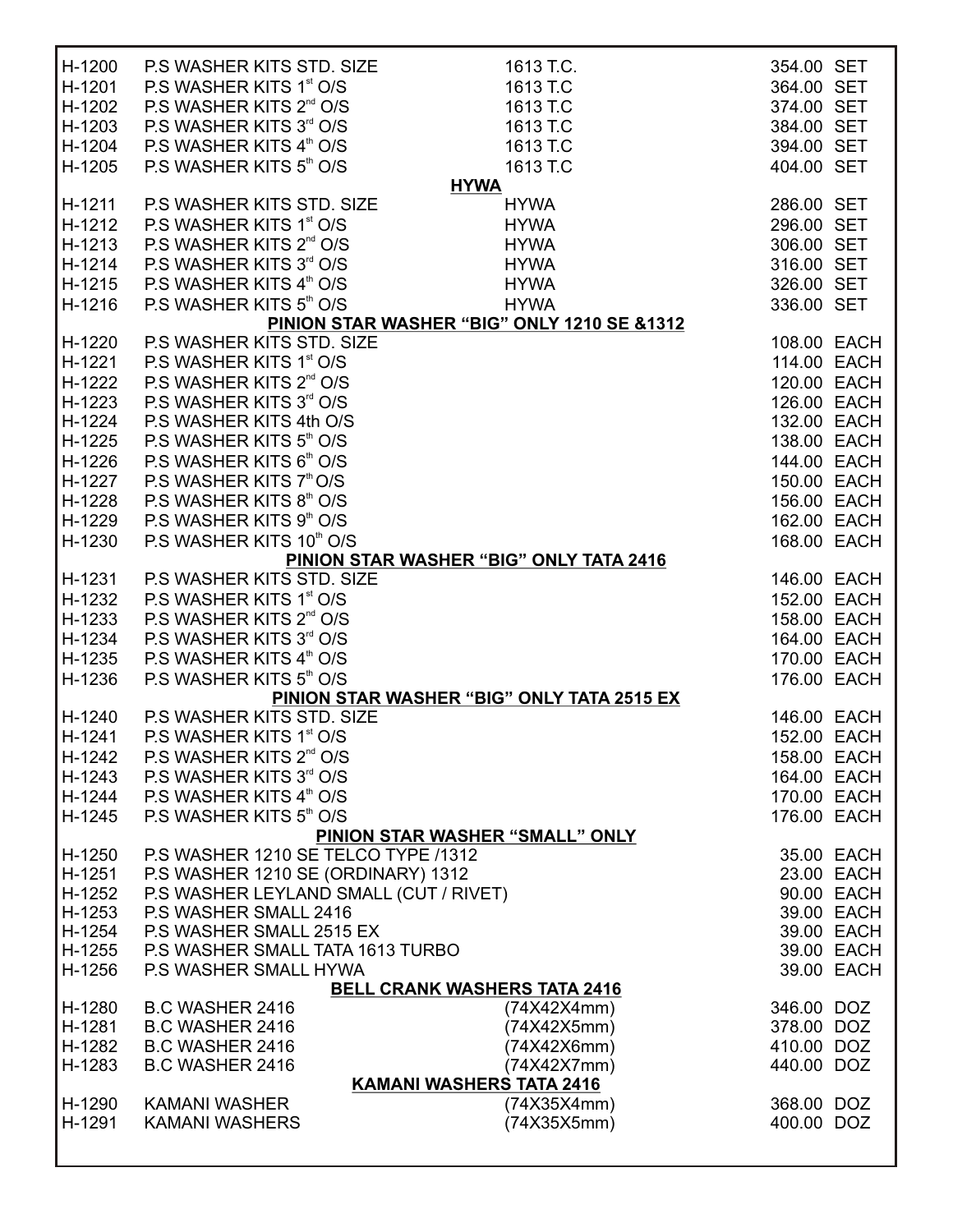| Code | Description | Model | Price | Unit |
|---|---|---|---|---|
| H-1200 | P.S WASHER KITS STD. SIZE | 1613 T.C. | 354.00 | SET |
| H-1201 | P.S WASHER KITS 1st O/S | 1613 T.C | 364.00 | SET |
| H-1202 | P.S WASHER KITS 2nd O/S | 1613 T.C | 374.00 | SET |
| H-1203 | P.S WASHER KITS 3rd O/S | 1613 T.C | 384.00 | SET |
| H-1204 | P.S WASHER KITS 4th O/S | 1613 T.C | 394.00 | SET |
| H-1205 | P.S WASHER KITS 5th O/S | 1613 T.C | 404.00 | SET |
| | **HYWA** | | | |
| H-1211 | P.S WASHER KITS STD. SIZE | HYWA | 286.00 | SET |
| H-1212 | P.S WASHER KITS 1st O/S | HYWA | 296.00 | SET |
| H-1213 | P.S WASHER KITS 2nd O/S | HYWA | 306.00 | SET |
| H-1214 | P.S WASHER KITS 3rd O/S | HYWA | 316.00 | SET |
| H-1215 | P.S WASHER KITS 4th O/S | HYWA | 326.00 | SET |
| H-1216 | P.S WASHER KITS 5th O/S | HYWA | 336.00 | SET |
| | **PINION STAR WASHER "BIG" ONLY 1210 SE &1312** | | | |
| H-1220 | P.S WASHER KITS STD. SIZE | | 108.00 | EACH |
| H-1221 | P.S WASHER KITS 1st O/S | | 114.00 | EACH |
| H-1222 | P.S WASHER KITS 2nd O/S | | 120.00 | EACH |
| H-1223 | P.S WASHER KITS 3rd O/S | | 126.00 | EACH |
| H-1224 | P.S WASHER KITS 4th O/S | | 132.00 | EACH |
| H-1225 | P.S WASHER KITS 5th O/S | | 138.00 | EACH |
| H-1226 | P.S WASHER KITS 6th O/S | | 144.00 | EACH |
| H-1227 | P.S WASHER KITS 7th O/S | | 150.00 | EACH |
| H-1228 | P.S WASHER KITS 8th O/S | | 156.00 | EACH |
| H-1229 | P.S WASHER KITS 9th O/S | | 162.00 | EACH |
| H-1230 | P.S WASHER KITS 10th O/S | | 168.00 | EACH |
| | **PINION STAR WASHER "BIG" ONLY TATA 2416** | | | |
| H-1231 | P.S WASHER KITS STD. SIZE | | 146.00 | EACH |
| H-1232 | P.S WASHER KITS 1st O/S | | 152.00 | EACH |
| H-1233 | P.S WASHER KITS 2nd O/S | | 158.00 | EACH |
| H-1234 | P.S WASHER KITS 3rd O/S | | 164.00 | EACH |
| H-1235 | P.S WASHER KITS 4th O/S | | 170.00 | EACH |
| H-1236 | P.S WASHER KITS 5th O/S | | 176.00 | EACH |
| | **PINION STAR WASHER "BIG" ONLY TATA 2515 EX** | | | |
| H-1240 | P.S WASHER KITS STD. SIZE | | 146.00 | EACH |
| H-1241 | P.S WASHER KITS 1st O/S | | 152.00 | EACH |
| H-1242 | P.S WASHER KITS 2nd O/S | | 158.00 | EACH |
| H-1243 | P.S WASHER KITS 3rd O/S | | 164.00 | EACH |
| H-1244 | P.S WASHER KITS 4th O/S | | 170.00 | EACH |
| H-1245 | P.S WASHER KITS 5th O/S | | 176.00 | EACH |
| | **PINION STAR WASHER "SMALL" ONLY** | | | |
| H-1250 | P.S WASHER 1210 SE TELCO TYPE /1312 | | 35.00 | EACH |
| H-1251 | P.S WASHER 1210 SE (ORDINARY) 1312 | | 23.00 | EACH |
| H-1252 | P.S WASHER LEYLAND SMALL (CUT / RIVET) | | 90.00 | EACH |
| H-1253 | P.S WASHER SMALL 2416 | | 39.00 | EACH |
| H-1254 | P.S WASHER SMALL 2515 EX | | 39.00 | EACH |
| H-1255 | P.S WASHER SMALL TATA 1613 TURBO | | 39.00 | EACH |
| H-1256 | P.S WASHER SMALL HYWA | | 39.00 | EACH |
| | **BELL CRANK WASHERS TATA 2416** | | | |
| H-1280 | B.C WASHER 2416 | (74X42X4mm) | 346.00 | DOZ |
| H-1281 | B.C WASHER 2416 | (74X42X5mm) | 378.00 | DOZ |
| H-1282 | B.C WASHER 2416 | (74X42X6mm) | 410.00 | DOZ |
| H-1283 | B.C WASHER 2416 | (74X42X7mm) | 440.00 | DOZ |
| | **KAMANI WASHERS TATA 2416** | | | |
| H-1290 | KAMANI WASHER | (74X35X4mm) | 368.00 | DOZ |
| H-1291 | KAMANI WASHERS | (74X35X5mm) | 400.00 | DOZ |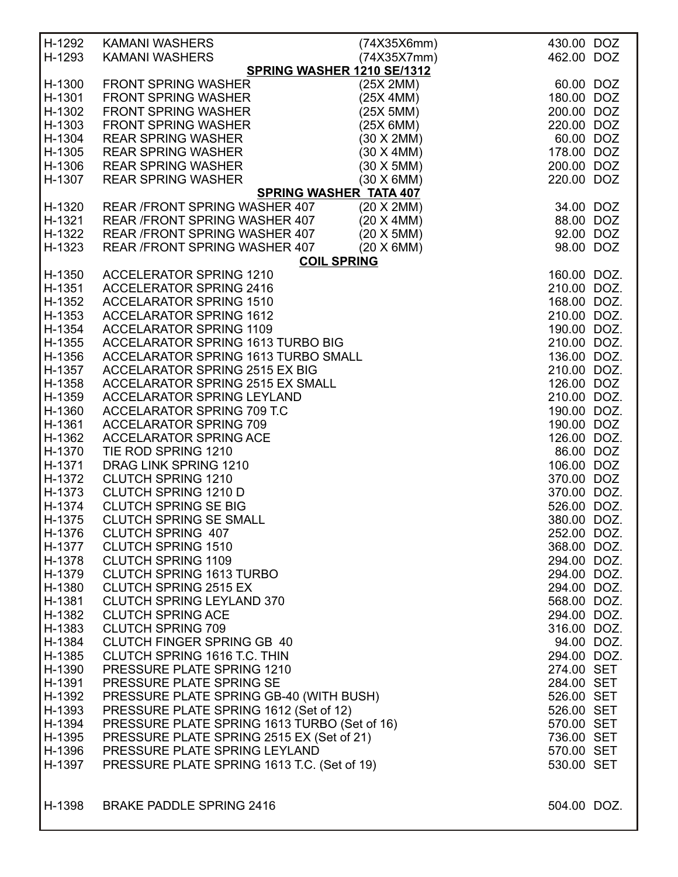| | | | | |
|---|---|---|---|---|
| H-1292 | KAMANI WASHERS | (74X35X6mm) | 430.00 | DOZ |
| H-1293 | KAMANI WASHERS | (74X35X7mm) | 462.00 | DOZ |
| | **SPRING WASHER 1210 SE/1312** | | | |
| H-1300 | FRONT SPRING WASHER | (25X 2MM) | 60.00 | DOZ |
| H-1301 | FRONT SPRING WASHER | (25X 4MM) | 180.00 | DOZ |
| H-1302 | FRONT SPRING WASHER | (25X 5MM) | 200.00 | DOZ |
| H-1303 | FRONT SPRING WASHER | (25X 6MM) | 220.00 | DOZ |
| H-1304 | REAR SPRING WASHER | (30 X 2MM) | 60.00 | DOZ |
| H-1305 | REAR SPRING WASHER | (30 X 4MM) | 178.00 | DOZ |
| H-1306 | REAR SPRING WASHER | (30 X 5MM) | 200.00 | DOZ |
| H-1307 | REAR SPRING WASHER | (30 X 6MM) | 220.00 | DOZ |
| | **SPRING WASHER TATA 407** | | | |
| H-1320 | REAR /FRONT SPRING WASHER 407 | (20 X 2MM) | 34.00 | DOZ |
| H-1321 | REAR /FRONT SPRING WASHER 407 | (20 X 4MM) | 88.00 | DOZ |
| H-1322 | REAR /FRONT SPRING WASHER 407 | (20 X 5MM) | 92.00 | DOZ |
| H-1323 | REAR /FRONT SPRING WASHER 407 | (20 X 6MM) | 98.00 | DOZ |
| | **COIL SPRING** | | | |
| H-1350 | ACCELERATOR SPRING 1210 | | 160.00 | DOZ. |
| H-1351 | ACCELERATOR SPRING 2416 | | 210.00 | DOZ. |
| H-1352 | ACCELARATOR SPRING 1510 | | 168.00 | DOZ. |
| H-1353 | ACCELARATOR SPRING 1612 | | 210.00 | DOZ. |
| H-1354 | ACCELARATOR SPRING 1109 | | 190.00 | DOZ. |
| H-1355 | ACCELARATOR SPRING 1613 TURBO BIG | | 210.00 | DOZ. |
| H-1356 | ACCELARATOR SPRING 1613 TURBO SMALL | | 136.00 | DOZ. |
| H-1357 | ACCELARATOR SPRING 2515 EX BIG | | 210.00 | DOZ. |
| H-1358 | ACCELARATOR SPRING 2515 EX SMALL | | 126.00 | DOZ |
| H-1359 | ACCELARATOR SPRING LEYLAND | | 210.00 | DOZ. |
| H-1360 | ACCELARATOR SPRING 709 T.C | | 190.00 | DOZ. |
| H-1361 | ACCELARATOR SPRING 709 | | 190.00 | DOZ |
| H-1362 | ACCELARATOR SPRING ACE | | 126.00 | DOZ. |
| H-1370 | TIE ROD SPRING 1210 | | 86.00 | DOZ |
| H-1371 | DRAG LINK SPRING 1210 | | 106.00 | DOZ |
| H-1372 | CLUTCH SPRING 1210 | | 370.00 | DOZ |
| H-1373 | CLUTCH SPRING 1210 D | | 370.00 | DOZ. |
| H-1374 | CLUTCH SPRING SE BIG | | 526.00 | DOZ. |
| H-1375 | CLUTCH SPRING SE SMALL | | 380.00 | DOZ. |
| H-1376 | CLUTCH SPRING 407 | | 252.00 | DOZ. |
| H-1377 | CLUTCH SPRING 1510 | | 368.00 | DOZ. |
| H-1378 | CLUTCH SPRING 1109 | | 294.00 | DOZ. |
| H-1379 | CLUTCH SPRING 1613 TURBO | | 294.00 | DOZ. |
| H-1380 | CLUTCH SPRING 2515 EX | | 294.00 | DOZ. |
| H-1381 | CLUTCH SPRING LEYLAND 370 | | 568.00 | DOZ. |
| H-1382 | CLUTCH SPRING ACE | | 294.00 | DOZ. |
| H-1383 | CLUTCH SPRING 709 | | 316.00 | DOZ. |
| H-1384 | CLUTCH FINGER SPRING GB 40 | | 94.00 | DOZ. |
| H-1385 | CLUTCH SPRING 1616 T.C. THIN | | 294.00 | DOZ. |
| H-1390 | PRESSURE PLATE SPRING 1210 | | 274.00 | SET |
| H-1391 | PRESSURE PLATE SPRING SE | | 284.00 | SET |
| H-1392 | PRESSURE PLATE SPRING GB-40 (WITH BUSH) | | 526.00 | SET |
| H-1393 | PRESSURE PLATE SPRING 1612 (Set of 12) | | 526.00 | SET |
| H-1394 | PRESSURE PLATE SPRING 1613 TURBO (Set of 16) | | 570.00 | SET |
| H-1395 | PRESSURE PLATE SPRING 2515 EX (Set of 21) | | 736.00 | SET |
| H-1396 | PRESSURE PLATE SPRING LEYLAND | | 570.00 | SET |
| H-1397 | PRESSURE PLATE SPRING 1613 T.C. (Set of 19) | | 530.00 | SET |
| H-1398 | BRAKE PADDLE SPRING 2416 | | 504.00 | DOZ. |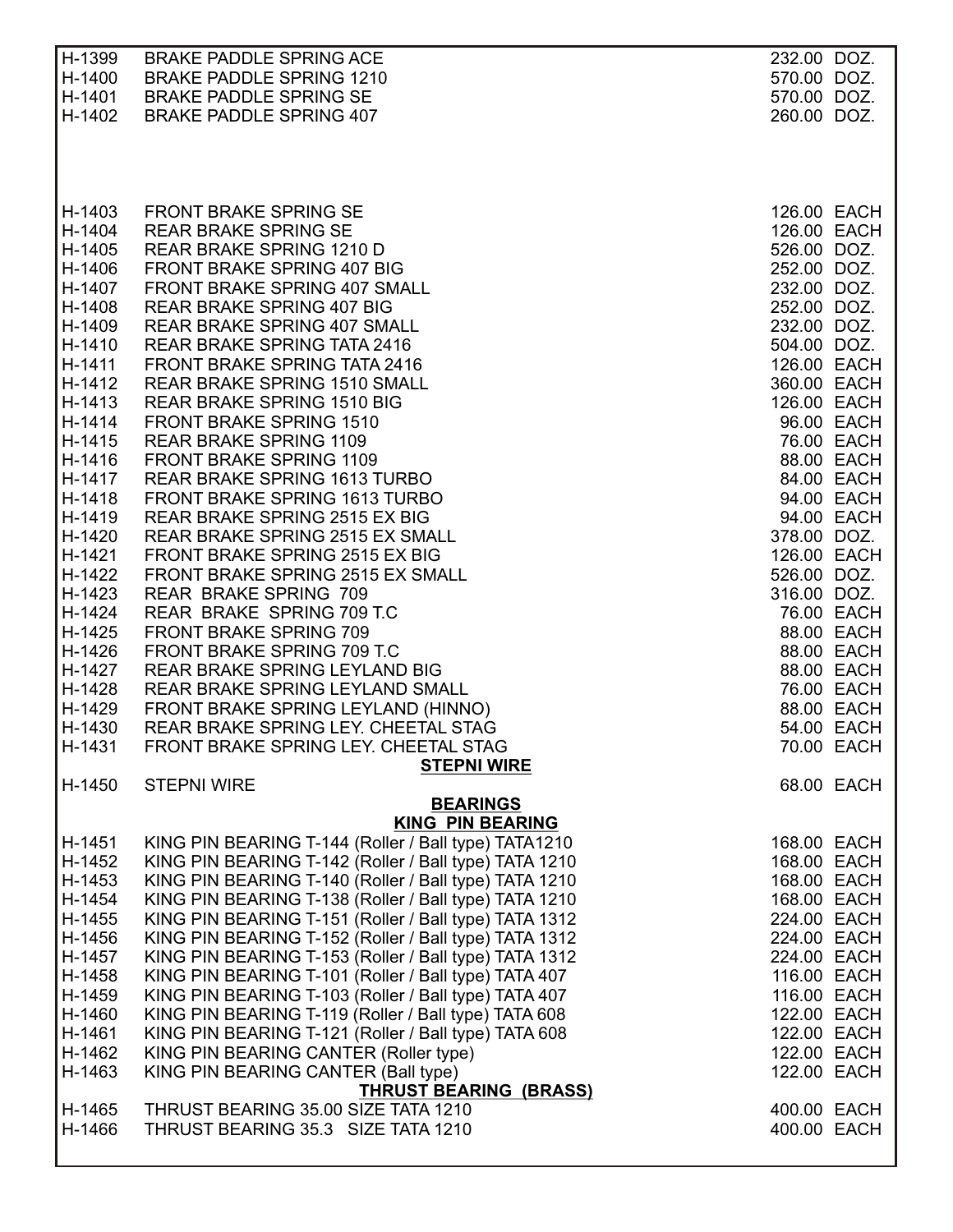| Code | Description | Price | Unit |
|---|---|---|---|
| H-1399 | BRAKE PADDLE SPRING ACE | 232.00 | DOZ. |
| H-1400 | BRAKE PADDLE SPRING 1210 | 570.00 | DOZ. |
| H-1401 | BRAKE PADDLE SPRING SE | 570.00 | DOZ. |
| H-1402 | BRAKE PADDLE SPRING 407 | 260.00 | DOZ. |
| H-1403 | FRONT BRAKE SPRING SE | 126.00 | EACH |
| H-1404 | REAR BRAKE SPRING SE | 126.00 | EACH |
| H-1405 | REAR BRAKE SPRING 1210 D | 526.00 | DOZ. |
| H-1406 | FRONT BRAKE SPRING 407 BIG | 252.00 | DOZ. |
| H-1407 | FRONT BRAKE SPRING 407 SMALL | 232.00 | DOZ. |
| H-1408 | REAR BRAKE SPRING 407 BIG | 252.00 | DOZ. |
| H-1409 | REAR BRAKE SPRING 407 SMALL | 232.00 | DOZ. |
| H-1410 | REAR BRAKE SPRING TATA 2416 | 504.00 | DOZ. |
| H-1411 | FRONT BRAKE SPRING TATA 2416 | 126.00 | EACH |
| H-1412 | REAR BRAKE SPRING 1510 SMALL | 360.00 | EACH |
| H-1413 | REAR BRAKE SPRING 1510 BIG | 126.00 | EACH |
| H-1414 | FRONT BRAKE SPRING 1510 | 96.00 | EACH |
| H-1415 | REAR BRAKE SPRING 1109 | 76.00 | EACH |
| H-1416 | FRONT BRAKE SPRING 1109 | 88.00 | EACH |
| H-1417 | REAR BRAKE SPRING 1613 TURBO | 84.00 | EACH |
| H-1418 | FRONT BRAKE SPRING 1613 TURBO | 94.00 | EACH |
| H-1419 | REAR BRAKE SPRING 2515 EX BIG | 94.00 | EACH |
| H-1420 | REAR BRAKE SPRING 2515 EX SMALL | 378.00 | DOZ. |
| H-1421 | FRONT BRAKE SPRING 2515 EX BIG | 126.00 | EACH |
| H-1422 | FRONT BRAKE SPRING 2515 EX SMALL | 526.00 | DOZ. |
| H-1423 | REAR BRAKE SPRING 709 | 316.00 | DOZ. |
| H-1424 | REAR BRAKE SPRING 709 T.C | 76.00 | EACH |
| H-1425 | FRONT BRAKE SPRING 709 | 88.00 | EACH |
| H-1426 | FRONT BRAKE SPRING 709 T.C | 88.00 | EACH |
| H-1427 | REAR BRAKE SPRING LEYLAND BIG | 88.00 | EACH |
| H-1428 | REAR BRAKE SPRING LEYLAND SMALL | 76.00 | EACH |
| H-1429 | FRONT BRAKE SPRING LEYLAND (HINNO) | 88.00 | EACH |
| H-1430 | REAR BRAKE SPRING LEY. CHEETAL STAG | 54.00 | EACH |
| H-1431 | FRONT BRAKE SPRING LEY. CHEETAL STAG | 70.00 | EACH |
| | **STEPNI WIRE** | | |
| H-1450 | STEPNI WIRE | 68.00 | EACH |
| | **BEARINGS** | | |
| | **KING PIN BEARING** | | |
| H-1451 | KING PIN BEARING T-144 (Roller / Ball type) TATA1210 | 168.00 | EACH |
| H-1452 | KING PIN BEARING T-142 (Roller / Ball type) TATA 1210 | 168.00 | EACH |
| H-1453 | KING PIN BEARING T-140 (Roller / Ball type) TATA 1210 | 168.00 | EACH |
| H-1454 | KING PIN BEARING T-138 (Roller / Ball type) TATA 1210 | 168.00 | EACH |
| H-1455 | KING PIN BEARING T-151 (Roller / Ball type) TATA 1312 | 224.00 | EACH |
| H-1456 | KING PIN BEARING T-152 (Roller / Ball type) TATA 1312 | 224.00 | EACH |
| H-1457 | KING PIN BEARING T-153 (Roller / Ball type) TATA 1312 | 224.00 | EACH |
| H-1458 | KING PIN BEARING T-101 (Roller / Ball type) TATA 407 | 116.00 | EACH |
| H-1459 | KING PIN BEARING T-103 (Roller / Ball type) TATA 407 | 116.00 | EACH |
| H-1460 | KING PIN BEARING T-119 (Roller / Ball type) TATA 608 | 122.00 | EACH |
| H-1461 | KING PIN BEARING T-121 (Roller / Ball type) TATA 608 | 122.00 | EACH |
| H-1462 | KING PIN BEARING CANTER (Roller type) | 122.00 | EACH |
| H-1463 | KING PIN BEARING CANTER (Ball type) | 122.00 | EACH |
| | **THRUST BEARING (BRASS)** | | |
| H-1465 | THRUST BEARING 35.00 SIZE TATA 1210 | 400.00 | EACH |
| H-1466 | THRUST BEARING 35.3 SIZE TATA 1210 | 400.00 | EACH |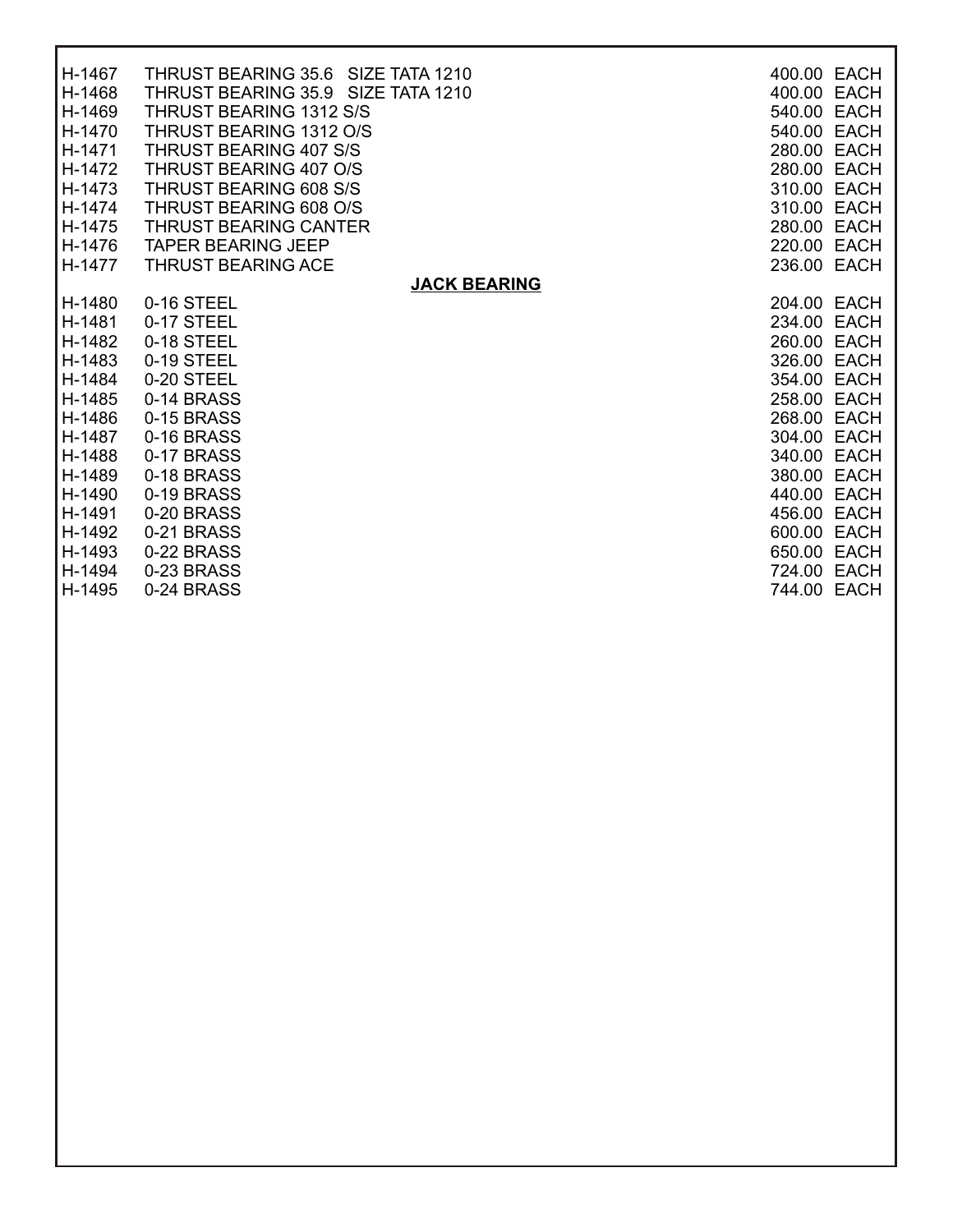| | | | |
|---|---|---|---|
| H-1467 | THRUST BEARING 35.6 SIZE TATA 1210 | 400.00 | EACH |
| H-1468 | THRUST BEARING 35.9 SIZE TATA 1210 | 400.00 | EACH |
| H-1469 | THRUST BEARING 1312 S/S | 540.00 | EACH |
| H-1470 | THRUST BEARING 1312 O/S | 540.00 | EACH |
| H-1471 | THRUST BEARING 407 S/S | 280.00 | EACH |
| H-1472 | THRUST BEARING 407 O/S | 280.00 | EACH |
| H-1473 | THRUST BEARING 608 S/S | 310.00 | EACH |
| H-1474 | THRUST BEARING 608 O/S | 310.00 | EACH |
| H-1475 | THRUST BEARING CANTER | 280.00 | EACH |
| H-1476 | TAPER BEARING JEEP | 220.00 | EACH |
| H-1477 | THRUST BEARING ACE | 236.00 | EACH |

**JACK BEARING**

| | | | |
|---|---|---|---|
| H-1480 | 0-16 STEEL | 204.00 | EACH |
| H-1481 | 0-17 STEEL | 234.00 | EACH |
| H-1482 | 0-18 STEEL | 260.00 | EACH |
| H-1483 | 0-19 STEEL | 326.00 | EACH |
| H-1484 | 0-20 STEEL | 354.00 | EACH |
| H-1485 | 0-14 BRASS | 258.00 | EACH |
| H-1486 | 0-15 BRASS | 268.00 | EACH |
| H-1487 | 0-16 BRASS | 304.00 | EACH |
| H-1488 | 0-17 BRASS | 340.00 | EACH |
| H-1489 | 0-18 BRASS | 380.00 | EACH |
| H-1490 | 0-19 BRASS | 440.00 | EACH |
| H-1491 | 0-20 BRASS | 456.00 | EACH |
| H-1492 | 0-21 BRASS | 600.00 | EACH |
| H-1493 | 0-22 BRASS | 650.00 | EACH |
| H-1494 | 0-23 BRASS | 724.00 | EACH |
| H-1495 | 0-24 BRASS | 744.00 | EACH |